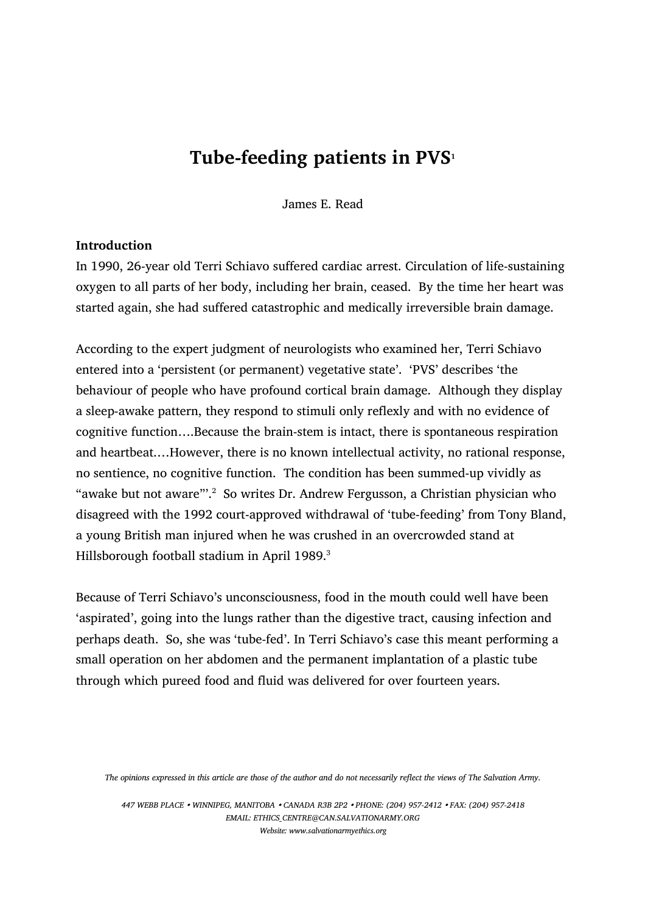# Tube-feeding patients in PVS[1]

James E. Read

## Introduction

In 1990, 26-year old Terri Schiavo suffered cardiac arrest. Circulation of life-sustaining oxygen to all parts of her body, including her brain, ceased. By the time her heart was started again, she had suffered catastrophic and medically irreversible brain damage.

According to the expert judgment of neurologists who examined her, Terri Schiavo entered into a 'persistent (or permanent) vegetative state'. 'PVS' describes 'the behaviour of people who have profound cortical brain damage. Although they display a sleep-awake pattern, they respond to stimuli only reflexly and with no evidence of cognitive function….Because the brain-stem is intact, there is spontaneous respiration and heartbeat.…However, there is no known intellectual activity, no rational response, no sentience, no cognitive function. The condition has been summed-up vividly as "awake but not aware"'.[2] So writes Dr. Andrew Fergusson, a Christian physician who disagreed with the 1992 court-approved withdrawal of 'tube-feeding' from Tony Bland, a young British man injured when he was crushed in an overcrowded stand at Hillsborough football stadium in April 1989.[3]

Because of Terri Schiavo's unconsciousness, food in the mouth could well have been 'aspirated', going into the lungs rather than the digestive tract, causing infection and perhaps death. So, she was 'tube-fed'. In Terri Schiavo's case this meant performing a small operation on her abdomen and the permanent implantation of a plastic tube through which pureed food and fluid was delivered for over fourteen years.

*The opinions expressed in this article are those of the author and do not necessarily reflect the views of The Salvation Army.*

*447 WEBB PLACE • WINNIPEG, MANITOBA • CANADA R3B 2P2 • PHONE: (204) 957-2412 • FAX: (204) 957-2418*
*EMAIL: ETHICS_CENTRE@CAN.SALVATIONARMY.ORG*
*Website: www.salvationarmyethics.org*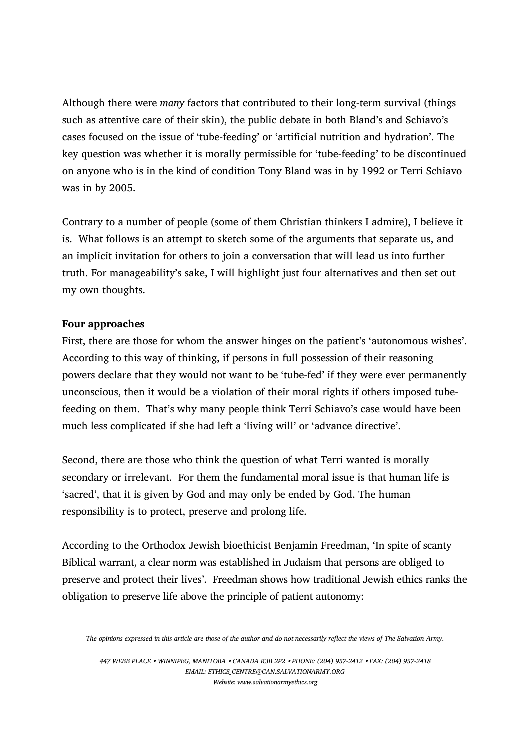Although there were *many* factors that contributed to their long-term survival (things such as attentive care of their skin), the public debate in both Bland's and Schiavo's cases focused on the issue of 'tube-feeding' or 'artificial nutrition and hydration'. The key question was whether it is morally permissible for 'tube-feeding' to be discontinued on anyone who is in the kind of condition Tony Bland was in by 1992 or Terri Schiavo was in by 2005.

Contrary to a number of people (some of them Christian thinkers I admire), I believe it is. What follows is an attempt to sketch some of the arguments that separate us, and an implicit invitation for others to join a conversation that will lead us into further truth. For manageability's sake, I will highlight just four alternatives and then set out my own thoughts.

**Four approaches**

First, there are those for whom the answer hinges on the patient's 'autonomous wishes'. According to this way of thinking, if persons in full possession of their reasoning powers declare that they would not want to be 'tube-fed' if they were ever permanently unconscious, then it would be a violation of their moral rights if others imposed tube-feeding on them. That's why many people think Terri Schiavo's case would have been much less complicated if she had left a 'living will' or 'advance directive'.

Second, there are those who think the question of what Terri wanted is morally secondary or irrelevant. For them the fundamental moral issue is that human life is 'sacred', that it is given by God and may only be ended by God. The human responsibility is to protect, preserve and prolong life.

According to the Orthodox Jewish bioethicist Benjamin Freedman, 'In spite of scanty Biblical warrant, a clear norm was established in Judaism that persons are obliged to preserve and protect their lives'. Freedman shows how traditional Jewish ethics ranks the obligation to preserve life above the principle of patient autonomy: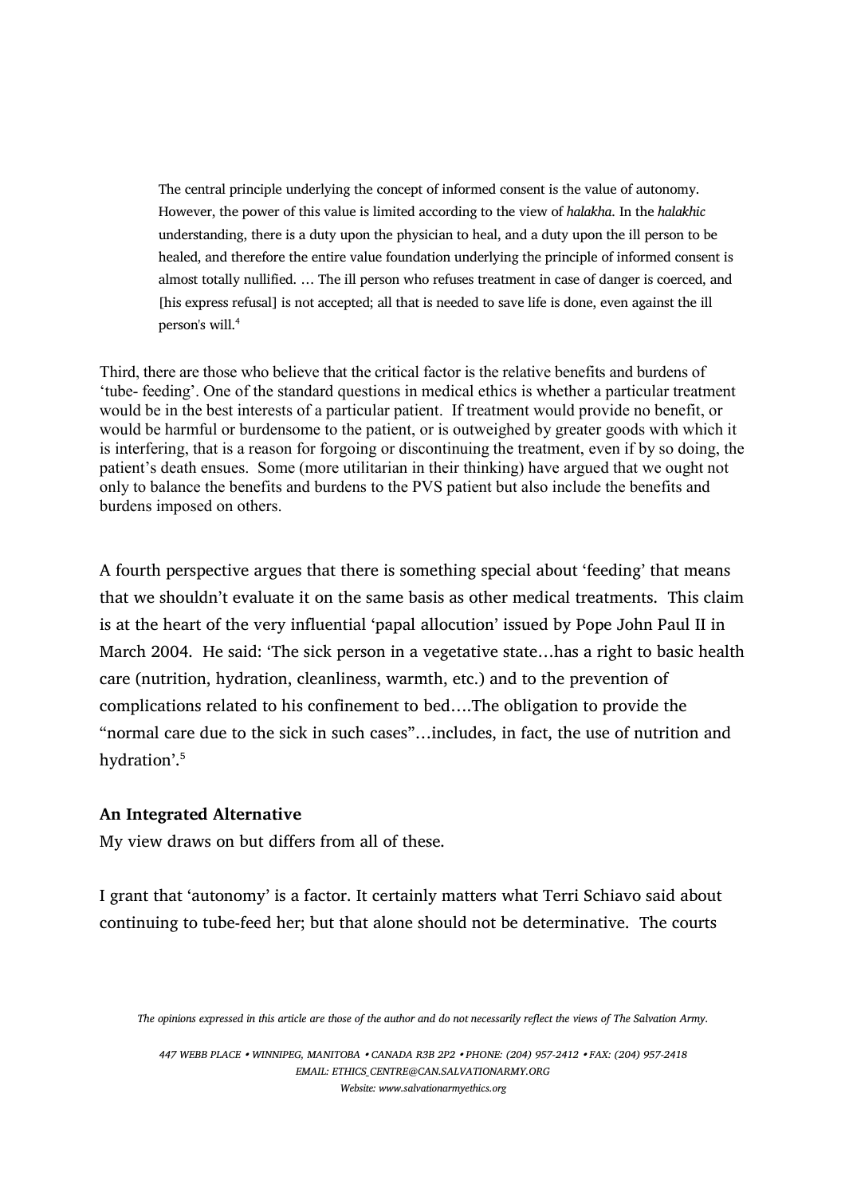> The central principle underlying the concept of informed consent is the value of autonomy. However, the power of this value is limited according to the view of *halakha*. In the *halakhic* understanding, there is a duty upon the physician to heal, and a duty upon the ill person to be healed, and therefore the entire value foundation underlying the principle of informed consent is almost totally nullified. … The ill person who refuses treatment in case of danger is coerced, and [his express refusal] is not accepted; all that is needed to save life is done, even against the ill person's will.[4]

Third, there are those who believe that the critical factor is the relative benefits and burdens of 'tube- feeding'. One of the standard questions in medical ethics is whether a particular treatment would be in the best interests of a particular patient. If treatment would provide no benefit, or would be harmful or burdensome to the patient, or is outweighed by greater goods with which it is interfering, that is a reason for forgoing or discontinuing the treatment, even if by so doing, the patient's death ensues. Some (more utilitarian in their thinking) have argued that we ought not only to balance the benefits and burdens to the PVS patient but also include the benefits and burdens imposed on others.

A fourth perspective argues that there is something special about 'feeding' that means that we shouldn't evaluate it on the same basis as other medical treatments. This claim is at the heart of the very influential 'papal allocution' issued by Pope John Paul II in March 2004. He said: 'The sick person in a vegetative state…has a right to basic health care (nutrition, hydration, cleanliness, warmth, etc.) and to the prevention of complications related to his confinement to bed….The obligation to provide the "normal care due to the sick in such cases"…includes, in fact, the use of nutrition and hydration'.[5]

**An Integrated Alternative**

My view draws on but differs from all of these.

I grant that 'autonomy' is a factor. It certainly matters what Terri Schiavo said about continuing to tube-feed her; but that alone should not be determinative. The courts

*The opinions expressed in this article are those of the author and do not necessarily reflect the views of The Salvation Army.*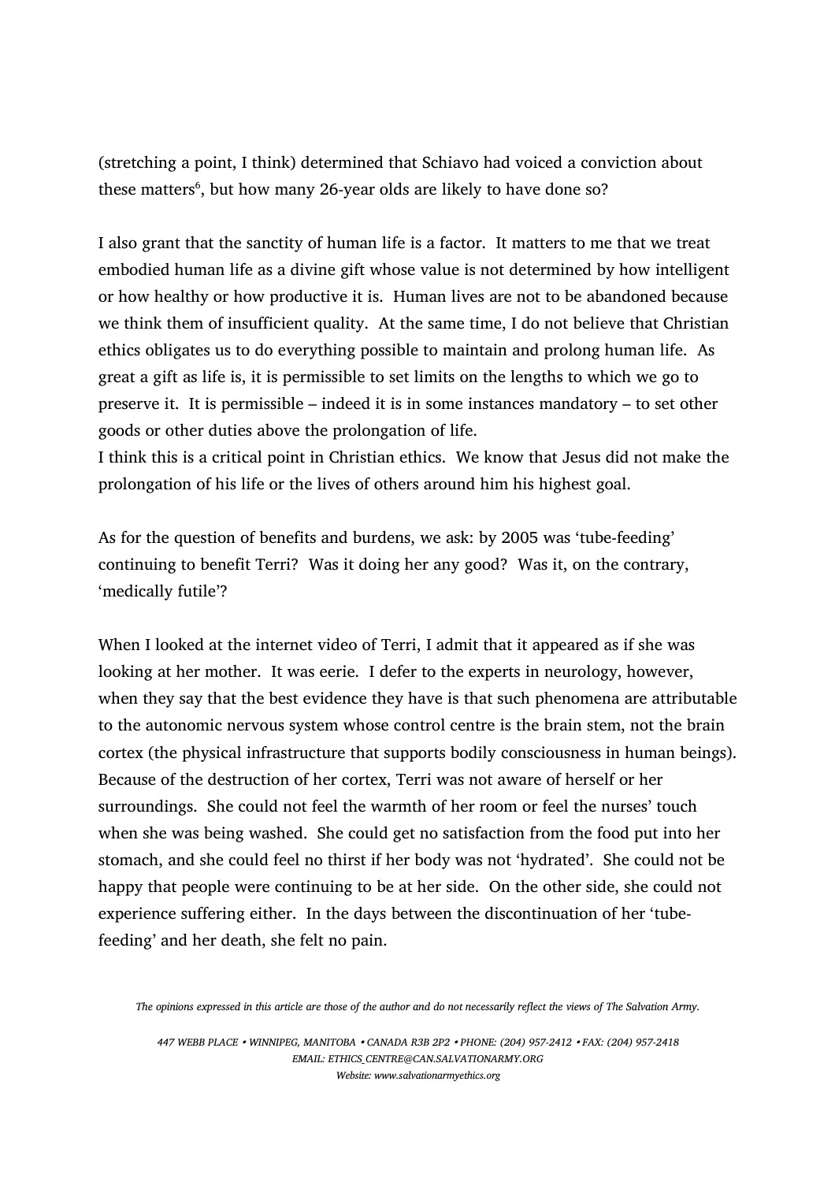(stretching a point, I think) determined that Schiavo had voiced a conviction about these matters[6], but how many 26-year olds are likely to have done so?

I also grant that the sanctity of human life is a factor. It matters to me that we treat embodied human life as a divine gift whose value is not determined by how intelligent or how healthy or how productive it is. Human lives are not to be abandoned because we think them of insufficient quality. At the same time, I do not believe that Christian ethics obligates us to do everything possible to maintain and prolong human life. As great a gift as life is, it is permissible to set limits on the lengths to which we go to preserve it. It is permissible – indeed it is in some instances mandatory – to set other goods or other duties above the prolongation of life.
I think this is a critical point in Christian ethics. We know that Jesus did not make the prolongation of his life or the lives of others around him his highest goal.

As for the question of benefits and burdens, we ask: by 2005 was 'tube-feeding' continuing to benefit Terri? Was it doing her any good? Was it, on the contrary, 'medically futile'?

When I looked at the internet video of Terri, I admit that it appeared as if she was looking at her mother. It was eerie. I defer to the experts in neurology, however, when they say that the best evidence they have is that such phenomena are attributable to the autonomic nervous system whose control centre is the brain stem, not the brain cortex (the physical infrastructure that supports bodily consciousness in human beings). Because of the destruction of her cortex, Terri was not aware of herself or her surroundings. She could not feel the warmth of her room or feel the nurses' touch when she was being washed. She could get no satisfaction from the food put into her stomach, and she could feel no thirst if her body was not 'hydrated'. She could not be happy that people were continuing to be at her side. On the other side, she could not experience suffering either. In the days between the discontinuation of her 'tube-feeding' and her death, she felt no pain.

*The opinions expressed in this article are those of the author and do not necessarily reflect the views of The Salvation Army.*

*447 WEBB PLACE • WINNIPEG, MANITOBA • CANADA R3B 2P2 • PHONE: (204) 957-2412 • FAX: (204) 957-2418*
*EMAIL: ETHICS_CENTRE@CAN.SALVATIONARMY.ORG*
*Website: www.salvationarmyethics.org*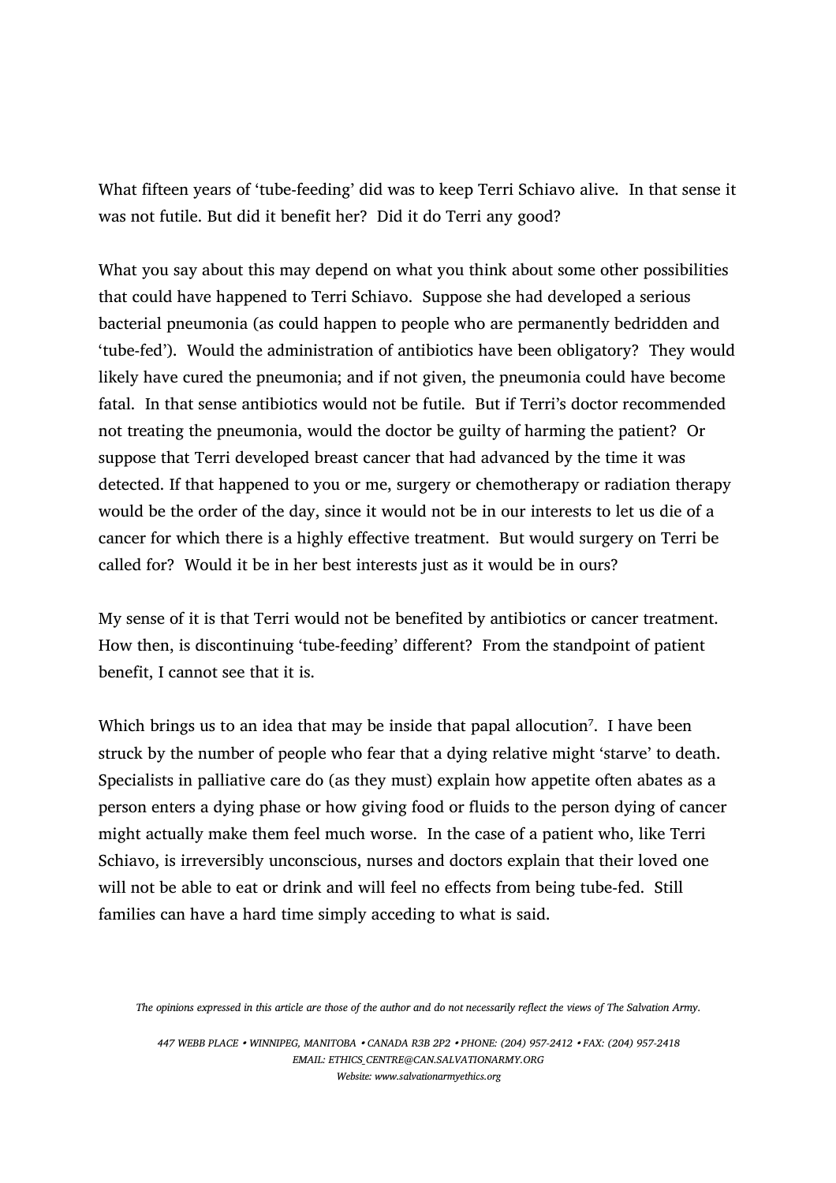What fifteen years of 'tube-feeding' did was to keep Terri Schiavo alive. In that sense it was not futile. But did it benefit her? Did it do Terri any good?

What you say about this may depend on what you think about some other possibilities that could have happened to Terri Schiavo. Suppose she had developed a serious bacterial pneumonia (as could happen to people who are permanently bedridden and 'tube-fed'). Would the administration of antibiotics have been obligatory? They would likely have cured the pneumonia; and if not given, the pneumonia could have become fatal. In that sense antibiotics would not be futile. But if Terri's doctor recommended not treating the pneumonia, would the doctor be guilty of harming the patient? Or suppose that Terri developed breast cancer that had advanced by the time it was detected. If that happened to you or me, surgery or chemotherapy or radiation therapy would be the order of the day, since it would not be in our interests to let us die of a cancer for which there is a highly effective treatment. But would surgery on Terri be called for? Would it be in her best interests just as it would be in ours?

My sense of it is that Terri would not be benefited by antibiotics or cancer treatment. How then, is discontinuing 'tube-feeding' different? From the standpoint of patient benefit, I cannot see that it is.

Which brings us to an idea that may be inside that papal allocution[7]. I have been struck by the number of people who fear that a dying relative might 'starve' to death. Specialists in palliative care do (as they must) explain how appetite often abates as a person enters a dying phase or how giving food or fluids to the person dying of cancer might actually make them feel much worse. In the case of a patient who, like Terri Schiavo, is irreversibly unconscious, nurses and doctors explain that their loved one will not be able to eat or drink and will feel no effects from being tube-fed. Still families can have a hard time simply acceding to what is said.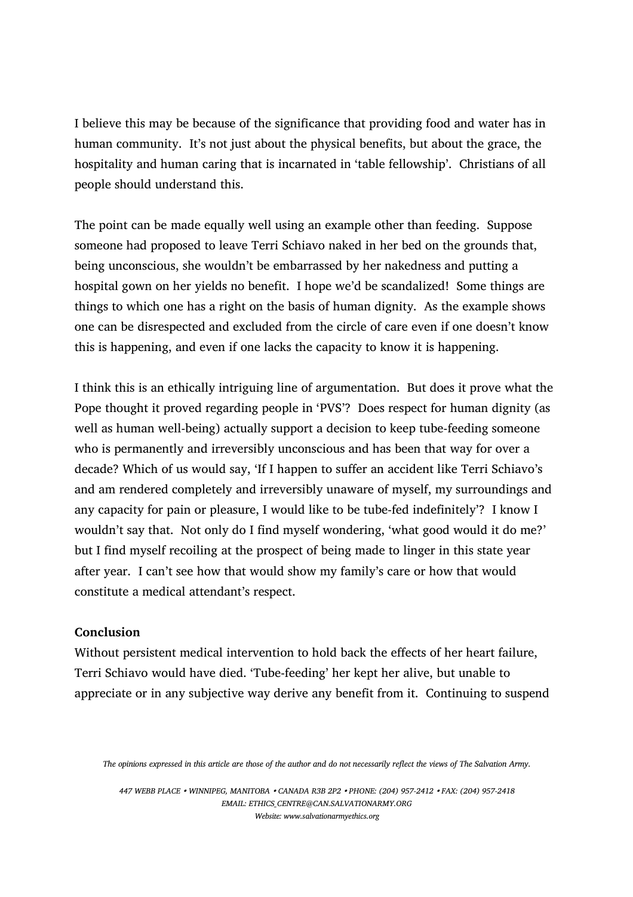I believe this may be because of the significance that providing food and water has in human community. It's not just about the physical benefits, but about the grace, the hospitality and human caring that is incarnated in 'table fellowship'. Christians of all people should understand this.

The point can be made equally well using an example other than feeding. Suppose someone had proposed to leave Terri Schiavo naked in her bed on the grounds that, being unconscious, she wouldn't be embarrassed by her nakedness and putting a hospital gown on her yields no benefit. I hope we'd be scandalized! Some things are things to which one has a right on the basis of human dignity. As the example shows one can be disrespected and excluded from the circle of care even if one doesn't know this is happening, and even if one lacks the capacity to know it is happening.

I think this is an ethically intriguing line of argumentation. But does it prove what the Pope thought it proved regarding people in 'PVS'? Does respect for human dignity (as well as human well-being) actually support a decision to keep tube-feeding someone who is permanently and irreversibly unconscious and has been that way for over a decade? Which of us would say, 'If I happen to suffer an accident like Terri Schiavo's and am rendered completely and irreversibly unaware of myself, my surroundings and any capacity for pain or pleasure, I would like to be tube-fed indefinitely'? I know I wouldn't say that. Not only do I find myself wondering, 'what good would it do me?' but I find myself recoiling at the prospect of being made to linger in this state year after year. I can't see how that would show my family's care or how that would constitute a medical attendant's respect.

**Conclusion**

Without persistent medical intervention to hold back the effects of her heart failure, Terri Schiavo would have died. 'Tube-feeding' her kept her alive, but unable to appreciate or in any subjective way derive any benefit from it. Continuing to suspend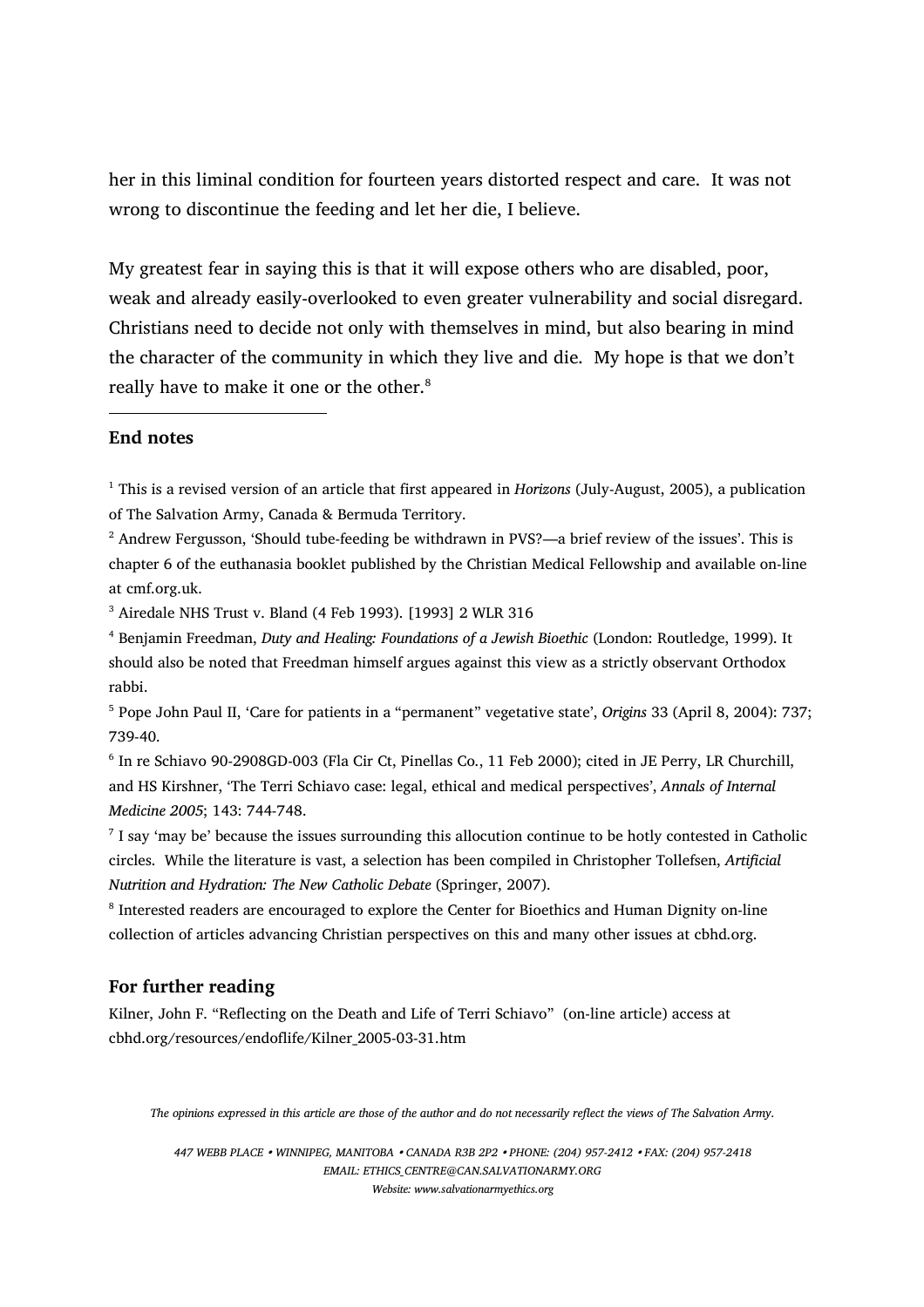her in this liminal condition for fourteen years distorted respect and care. It was not wrong to discontinue the feeding and let her die, I believe.

My greatest fear in saying this is that it will expose others who are disabled, poor, weak and already easily-overlooked to even greater vulnerability and social disregard. Christians need to decide not only with themselves in mind, but also bearing in mind the character of the community in which they live and die. My hope is that we don't really have to make it one or the other.[8]

### End notes

[1] This is a revised version of an article that first appeared in *Horizons* (July-August, 2005), a publication of The Salvation Army, Canada & Bermuda Territory.

[2] Andrew Fergusson, 'Should tube-feeding be withdrawn in PVS?—a brief review of the issues'. This is chapter 6 of the euthanasia booklet published by the Christian Medical Fellowship and available on-line at cmf.org.uk.

[3] Airedale NHS Trust v. Bland (4 Feb 1993). [1993] 2 WLR 316

[4] Benjamin Freedman, *Duty and Healing: Foundations of a Jewish Bioethic* (London: Routledge, 1999). It should also be noted that Freedman himself argues against this view as a strictly observant Orthodox rabbi.

[5] Pope John Paul II, 'Care for patients in a "permanent" vegetative state', *Origins* 33 (April 8, 2004): 737; 739-40.

[6] In re Schiavo 90-2908GD-003 (Fla Cir Ct, Pinellas Co., 11 Feb 2000); cited in JE Perry, LR Churchill, and HS Kirshner, 'The Terri Schiavo case: legal, ethical and medical perspectives', *Annals of Internal Medicine 2005*; 143: 744-748.

[7] I say 'may be' because the issues surrounding this allocution continue to be hotly contested in Catholic circles. While the literature is vast, a selection has been compiled in Christopher Tollefsen, *Artificial Nutrition and Hydration: The New Catholic Debate* (Springer, 2007).

[8] Interested readers are encouraged to explore the Center for Bioethics and Human Dignity on-line collection of articles advancing Christian perspectives on this and many other issues at cbhd.org.

### For further reading

Kilner, John F. "Reflecting on the Death and Life of Terri Schiavo" (on-line article) access at cbhd.org/resources/endoflife/Kilner_2005-03-31.htm

*The opinions expressed in this article are those of the author and do not necessarily reflect the views of The Salvation Army.*

*447 WEBB PLACE • WINNIPEG, MANITOBA • CANADA R3B 2P2 • PHONE: (204) 957-2412 • FAX: (204) 957-2418*
*EMAIL: ETHICS_CENTRE@CAN.SALVATIONARMY.ORG*
*Website: www.salvationarmyethics.org*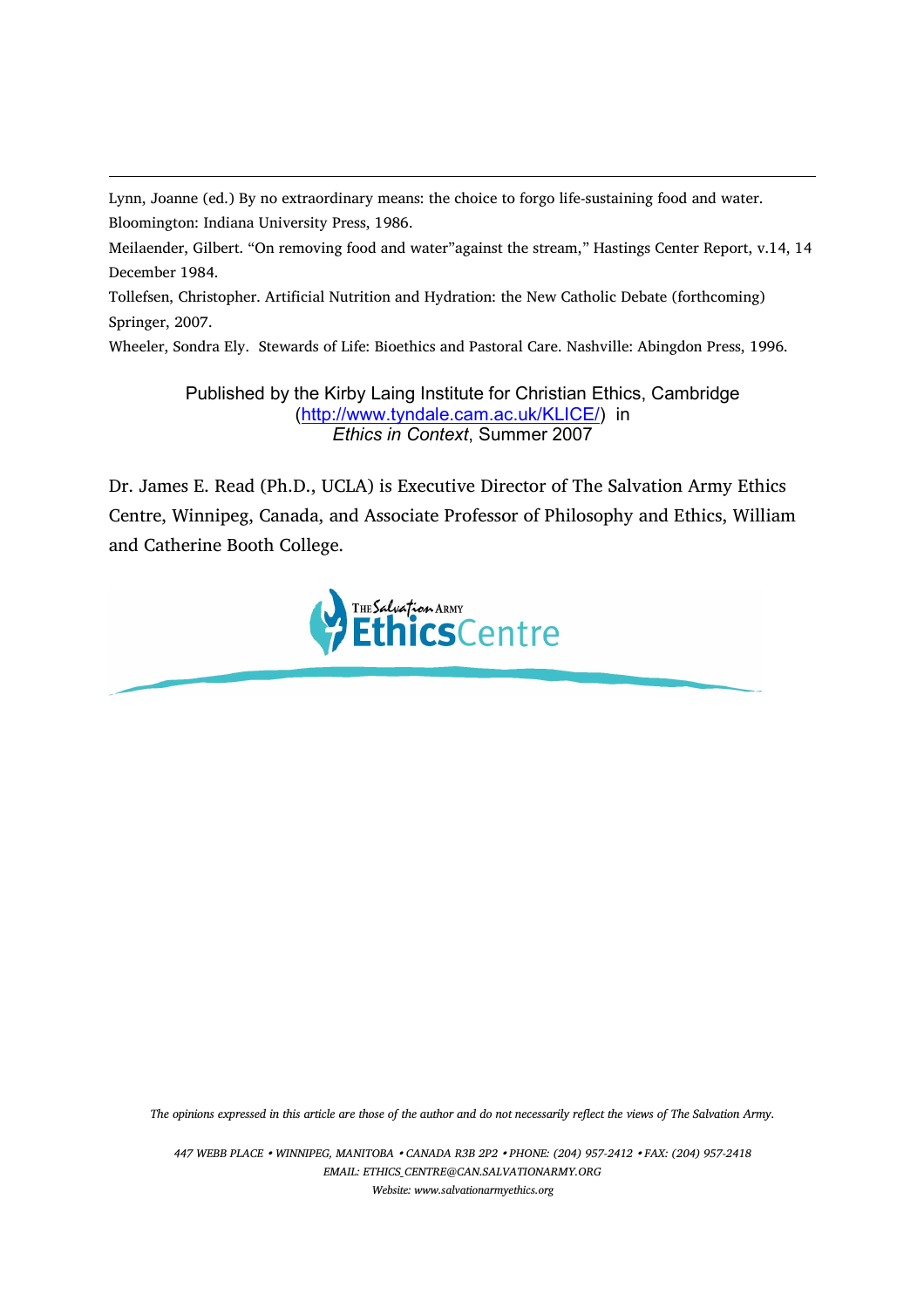Lynn, Joanne (ed.) By no extraordinary means: the choice to forgo life-sustaining food and water. Bloomington: Indiana University Press, 1986.

Meilaender, Gilbert. "On removing food and water"against the stream," Hastings Center Report, v.14, 14 December 1984.

Tollefsen, Christopher. Artificial Nutrition and Hydration: the New Catholic Debate (forthcoming) Springer, 2007.

Wheeler, Sondra Ely. Stewards of Life: Bioethics and Pastoral Care. Nashville: Abingdon Press, 1996.

Published by the Kirby Laing Institute for Christian Ethics, Cambridge (http://www.tyndale.cam.ac.uk/KLICE/) in *Ethics in Context*, Summer 2007

Dr. James E. Read (Ph.D., UCLA) is Executive Director of The Salvation Army Ethics Centre, Winnipeg, Canada, and Associate Professor of Philosophy and Ethics, William and Catherine Booth College.

The Salvation Army EthicsCentre

*The opinions expressed in this article are those of the author and do not necessarily reflect the views of The Salvation Army.*

*447 WEBB PLACE • WINNIPEG, MANITOBA • CANADA R3B 2P2 • PHONE: (204) 957-2412 • FAX: (204) 957-2418*
*EMAIL: ETHICS_CENTRE@CAN.SALVATIONARMY.ORG*
*Website: www.salvationarmyethics.org*